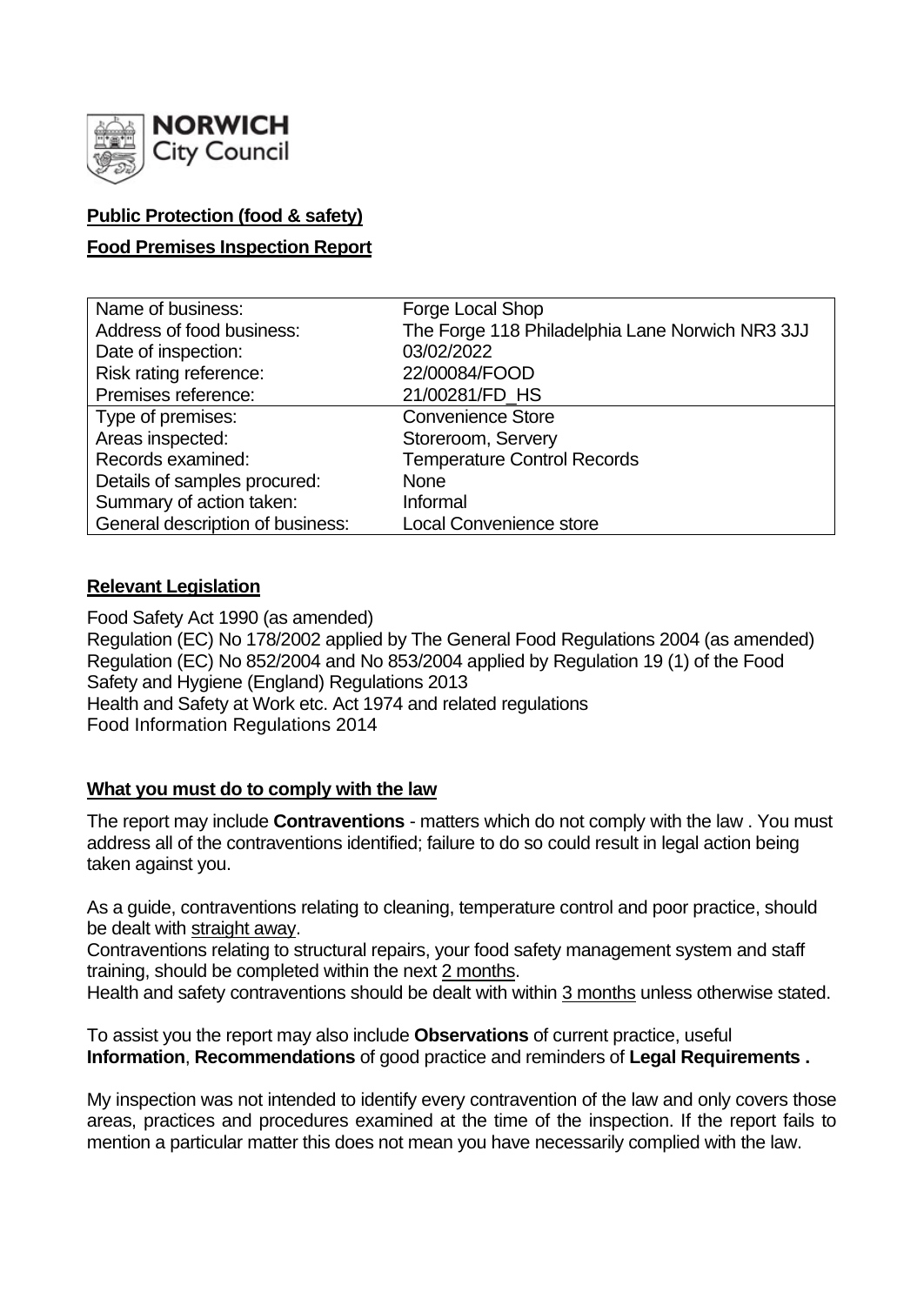NORWICH City Council

**Public Protection (food & safety)**

**Food Premises Inspection Report**

| Name of business: | Forge Local Shop |
|---|---|
| Address of food business: | The Forge 118 Philadelphia Lane Norwich NR3 3JJ |
| Date of inspection: | 03/02/2022 |
| Risk rating reference: | 22/00084/FOOD |
| Premises reference: | 21/00281/FD_HS |
| Type of premises: | Convenience Store |
| Areas inspected: | Storeroom, Servery |
| Records examined: | Temperature Control Records |
| Details of samples procured: | None |
| Summary of action taken: | Informal |
| General description of business: | Local Convenience store |

**Relevant Legislation**

Food Safety Act 1990 (as amended)
Regulation (EC) No 178/2002 applied by The General Food Regulations 2004 (as amended)
Regulation (EC) No 852/2004 and No 853/2004 applied by Regulation 19 (1) of the Food Safety and Hygiene (England) Regulations 2013
Health and Safety at Work etc. Act 1974 and related regulations
Food Information Regulations 2014

**What you must do to comply with the law**

The report may include **Contraventions** - matters which do not comply with the law . You must address all of the contraventions identified; failure to do so could result in legal action being taken against you.

As a guide, contraventions relating to cleaning, temperature control and poor practice, should be dealt with straight away.
Contraventions relating to structural repairs, your food safety management system and staff training, should be completed within the next 2 months.
Health and safety contraventions should be dealt with within 3 months unless otherwise stated.

To assist you the report may also include **Observations** of current practice, useful **Information**, **Recommendations** of good practice and reminders of **Legal Requirements .**

My inspection was not intended to identify every contravention of the law and only covers those areas, practices and procedures examined at the time of the inspection. If the report fails to mention a particular matter this does not mean you have necessarily complied with the law.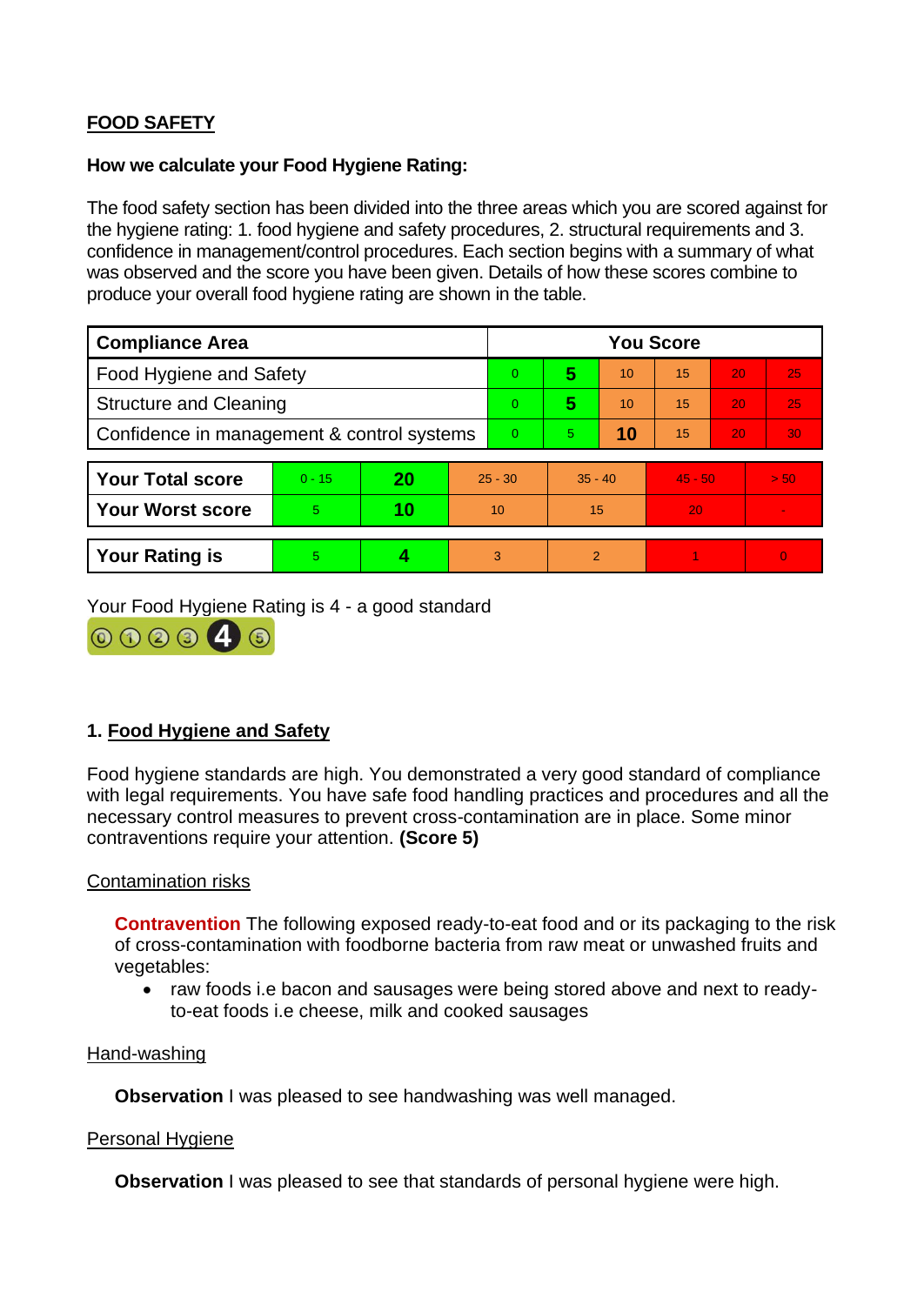## FOOD SAFETY

**How we calculate your Food Hygiene Rating:**

The food safety section has been divided into the three areas which you are scored against for the hygiene rating: 1. food hygiene and safety procedures, 2. structural requirements and 3. confidence in management/control procedures. Each section begins with a summary of what was observed and the score you have been given. Details of how these scores combine to produce your overall food hygiene rating are shown in the table.

| Compliance Area | You Score | | | | | |
|---|---|---|---|---|---|---|
| Food Hygiene and Safety | 0 | **5** | 10 | 15 | 20 | 25 |
| Structure and Cleaning | 0 | **5** | 10 | 15 | 20 | 25 |
| Confidence in management & control systems | 0 | 5 | **10** | 15 | 20 | 30 |

| | | | | | | |
|---|---|---|---|---|---|---|
| **Your Total score** | 0 - 15 | **20** | 25 - 30 | 35 - 40 | 45 - 50 | > 50 |
| **Your Worst score** | 5 | **10** | 10 | 15 | 20 | - |
| **Your Rating is** | 5 | **4** | 3 | 2 | 1 | 0 |

Your Food Hygiene Rating is 4 - a good standard

## 1. Food Hygiene and Safety

Food hygiene standards are high. You demonstrated a very good standard of compliance with legal requirements. You have safe food handling practices and procedures and all the necessary control measures to prevent cross-contamination are in place. Some minor contraventions require your attention. **(Score 5)**

Contamination risks

**Contravention** The following exposed ready-to-eat food and or its packaging to the risk of cross-contamination with foodborne bacteria from raw meat or unwashed fruits and vegetables:

- raw foods i.e bacon and sausages were being stored above and next to ready-to-eat foods i.e cheese, milk and cooked sausages

Hand-washing

**Observation** I was pleased to see handwashing was well managed.

Personal Hygiene

**Observation** I was pleased to see that standards of personal hygiene were high.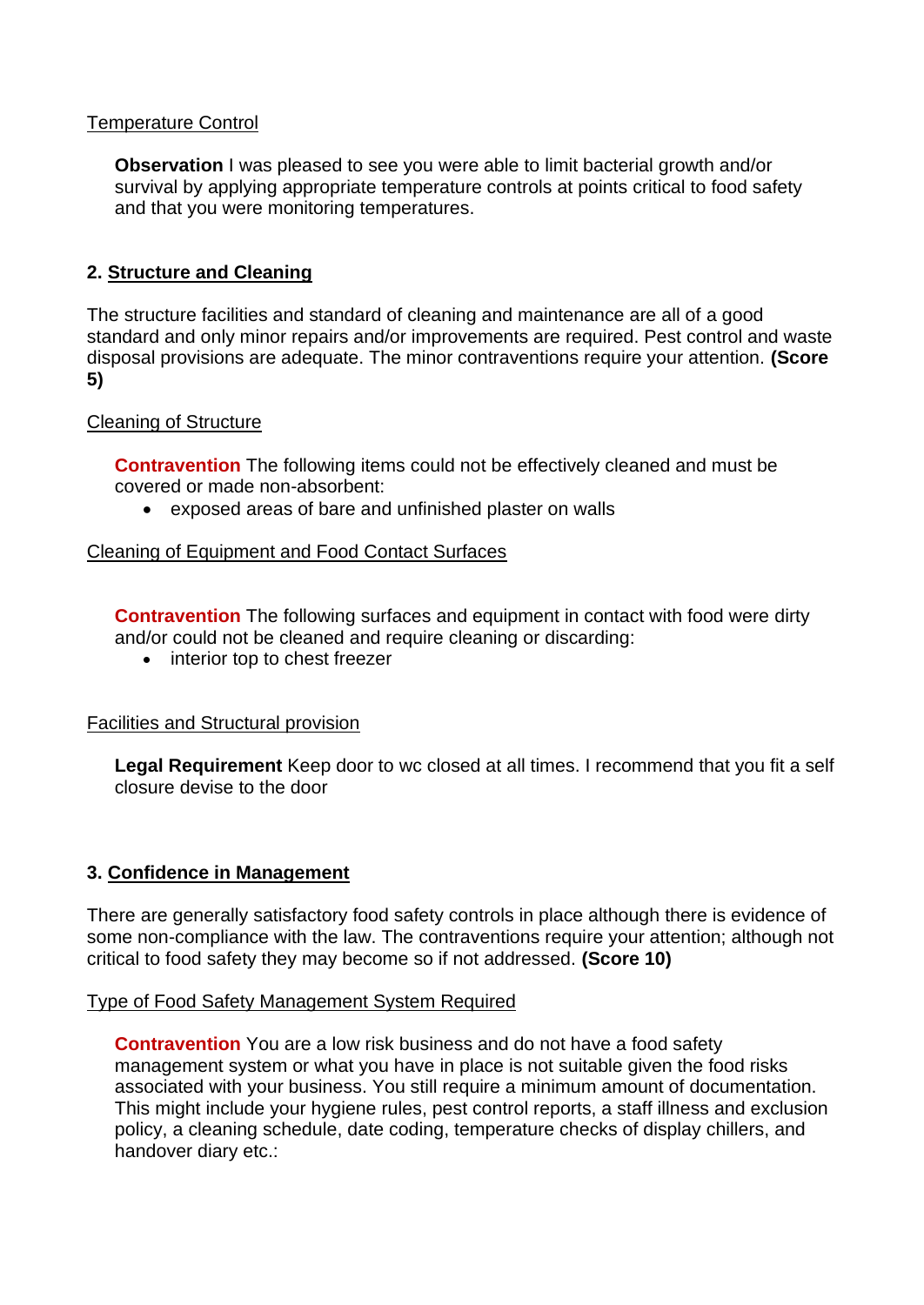Temperature Control

**Observation** I was pleased to see you were able to limit bacterial growth and/or survival by applying appropriate temperature controls at points critical to food safety and that you were monitoring temperatures.

## 2. Structure and Cleaning

The structure facilities and standard of cleaning and maintenance are all of a good standard and only minor repairs and/or improvements are required. Pest control and waste disposal provisions are adequate. The minor contraventions require your attention. **(Score 5)**

Cleaning of Structure

**Contravention** The following items could not be effectively cleaned and must be covered or made non-absorbent:

- exposed areas of bare and unfinished plaster on walls

Cleaning of Equipment and Food Contact Surfaces

**Contravention** The following surfaces and equipment in contact with food were dirty and/or could not be cleaned and require cleaning or discarding:

- interior top to chest freezer

Facilities and Structural provision

**Legal Requirement** Keep door to wc closed at all times. I recommend that you fit a self closure devise to the door

## 3. Confidence in Management

There are generally satisfactory food safety controls in place although there is evidence of some non-compliance with the law. The contraventions require your attention; although not critical to food safety they may become so if not addressed. **(Score 10)**

Type of Food Safety Management System Required

**Contravention** You are a low risk business and do not have a food safety management system or what you have in place is not suitable given the food risks associated with your business. You still require a minimum amount of documentation. This might include your hygiene rules, pest control reports, a staff illness and exclusion policy, a cleaning schedule, date coding, temperature checks of display chillers, and handover diary etc.: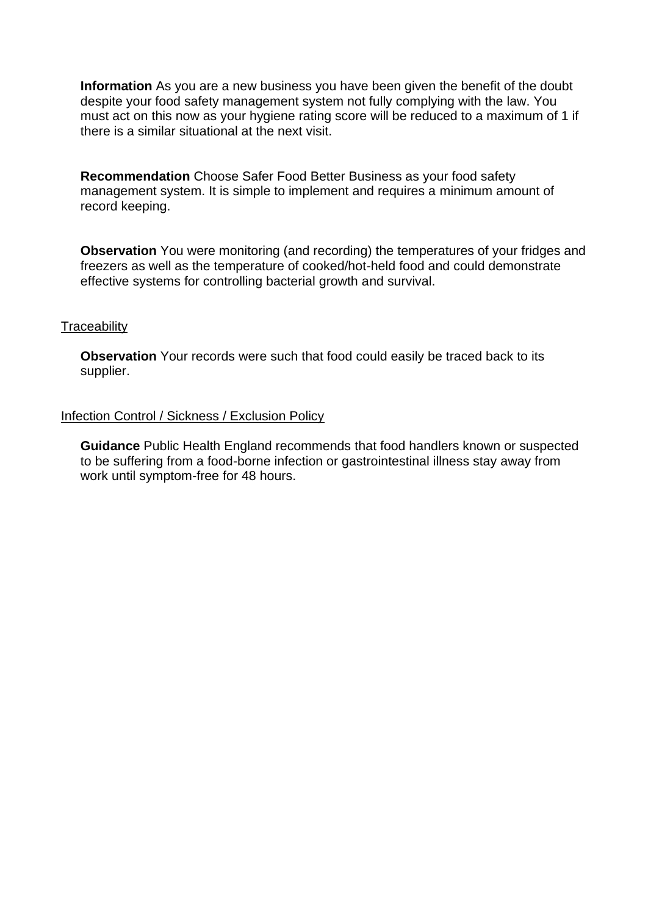**Information** As you are a new business you have been given the benefit of the doubt despite your food safety management system not fully complying with the law. You must act on this now as your hygiene rating score will be reduced to a maximum of 1 if there is a similar situational at the next visit.

**Recommendation** Choose Safer Food Better Business as your food safety management system. It is simple to implement and requires a minimum amount of record keeping.

**Observation** You were monitoring (and recording) the temperatures of your fridges and freezers as well as the temperature of cooked/hot-held food and could demonstrate effective systems for controlling bacterial growth and survival.

<u>Traceability</u>

**Observation** Your records were such that food could easily be traced back to its supplier.

<u>Infection Control / Sickness / Exclusion Policy</u>

**Guidance** Public Health England recommends that food handlers known or suspected to be suffering from a food-borne infection or gastrointestinal illness stay away from work until symptom-free for 48 hours.